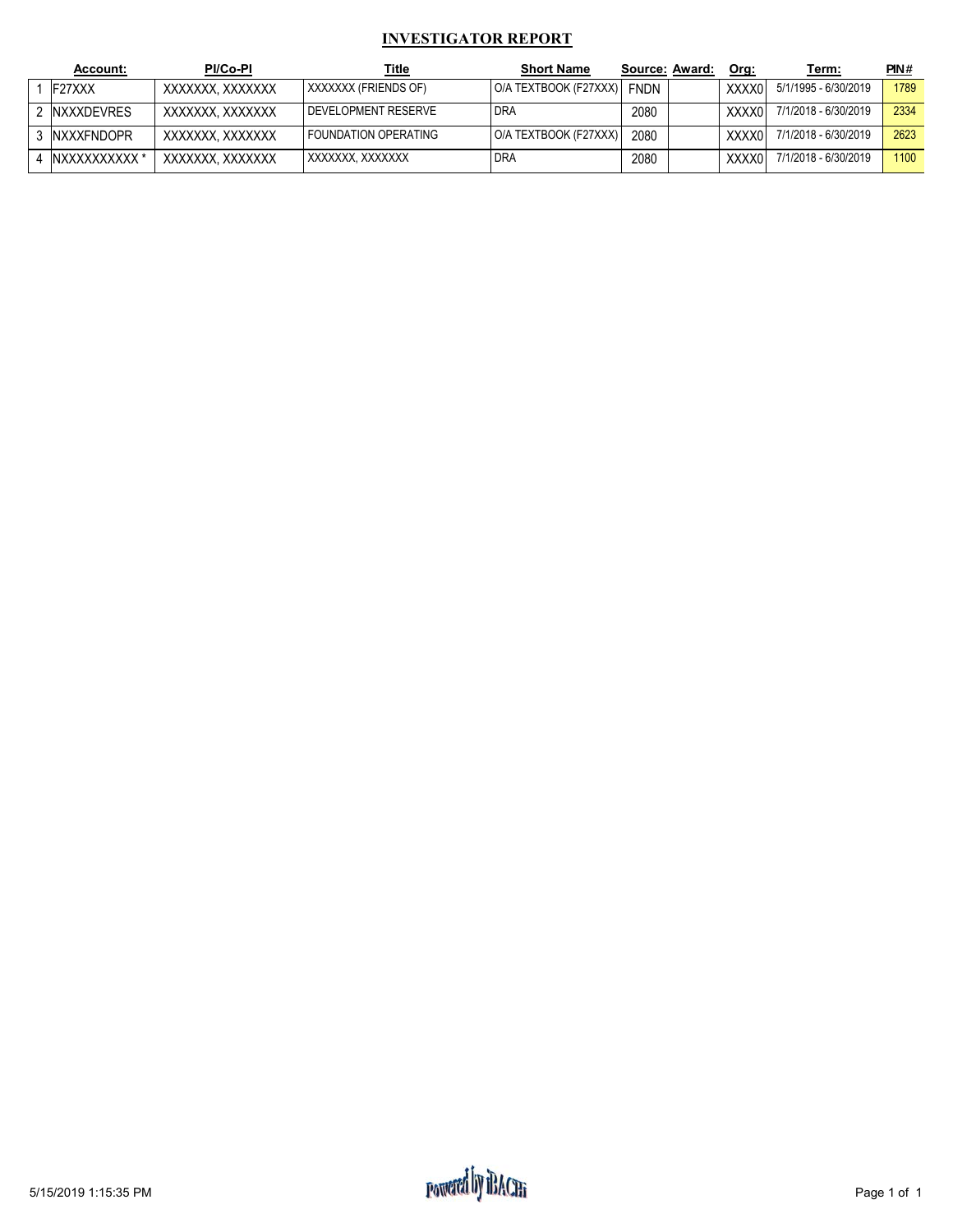# INVESTIGATOR REPORT

| | Account: | PI/Co-PI | Title | Short Name | Source: | Award: | Org: | Term: | PIN# |
|---|---|---|---|---|---|---|---|---|---|
| 1 | F27XXX | XXXXXXX, XXXXXXX | XXXXXXX (FRIENDS OF) | O/A TEXTBOOK (F27XXX) | FNDN | | XXXX0 | 5/1/1995 - 6/30/2019 | 1789 |
| 2 | NXXXDEVRES | XXXXXXX, XXXXXXX | DEVELOPMENT RESERVE | DRA | 2080 | | XXXX0 | 7/1/2018 - 6/30/2019 | 2334 |
| 3 | NXXXFNDOPR | XXXXXXX, XXXXXXX | FOUNDATION OPERATING | O/A TEXTBOOK (F27XXX) | 2080 | | XXXX0 | 7/1/2018 - 6/30/2019 | 2623 |
| 4 | NXXXXXXXXXX * | XXXXXXX, XXXXXXX | XXXXXXX, XXXXXXX | DRA | 2080 | | XXXX0 | 7/1/2018 - 6/30/2019 | 1100 |

5/15/2019 1:15:35 PM

Powered by iBACHi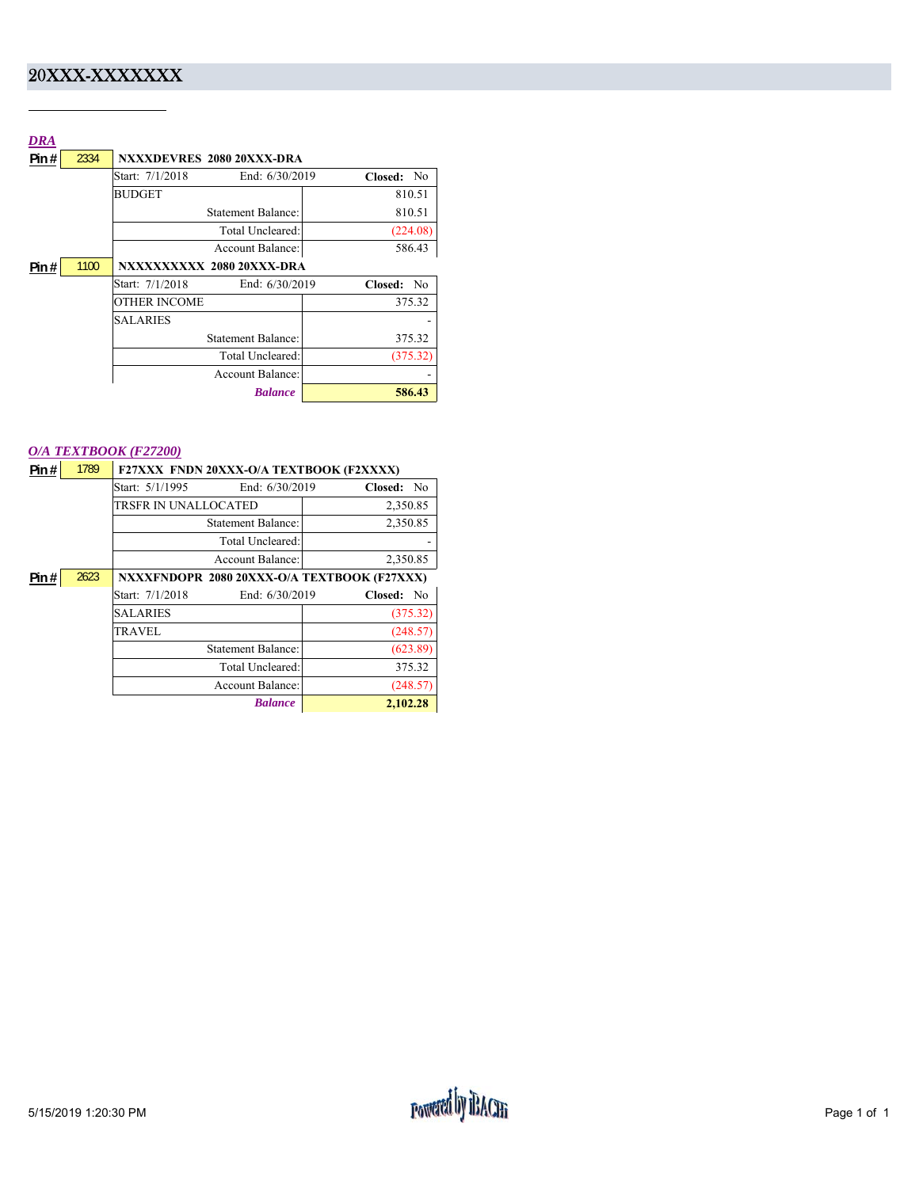# 20XXX-XXXXXXX

## *DRA*

| Pin # | 2334 | NXXXDEVRES 2080 20XXX-DRA | |
|---|---|---|---|
| | | Start: 7/1/2018 End: 6/30/2019 | **Closed:** No |
| | | BUDGET | 810.51 |
| | | Statement Balance: | 810.51 |
| | | Total Uncleared: | (224.08) |
| | | Account Balance: | 586.43 |
| **Pin #** | **1100** | **NXXXXXXXXX 2080 20XXX-DRA** | |
| | | Start: 7/1/2018 End: 6/30/2019 | **Closed:** No |
| | | OTHER INCOME | 375.32 |
| | | SALARIES | - |
| | | Statement Balance: | 375.32 |
| | | Total Uncleared: | (375.32) |
| | | Account Balance: | - |
| | | ***Balance*** | **586.43** |

## *O/A TEXTBOOK (F27200)*

| Pin # | 1789 | F27XXX FNDN 20XXX-O/A TEXTBOOK (F2XXXX) | |
|---|---|---|---|
| | | Start: 5/1/1995 End: 6/30/2019 | **Closed:** No |
| | | TRSFR IN UNALLOCATED | 2,350.85 |
| | | Statement Balance: | 2,350.85 |
| | | Total Uncleared: | - |
| | | Account Balance: | 2,350.85 |
| **Pin #** | **2623** | **NXXXFNDOPR 2080 20XXX-O/A TEXTBOOK (F27XXX)** | |
| | | Start: 7/1/2018 End: 6/30/2019 | **Closed:** No |
| | | SALARIES | (375.32) |
| | | TRAVEL | (248.57) |
| | | Statement Balance: | (623.89) |
| | | Total Uncleared: | 375.32 |
| | | Account Balance: | (248.57) |
| | | ***Balance*** | **2,102.28** |

5/15/2019 1:20:30 PM

Powered by iBACH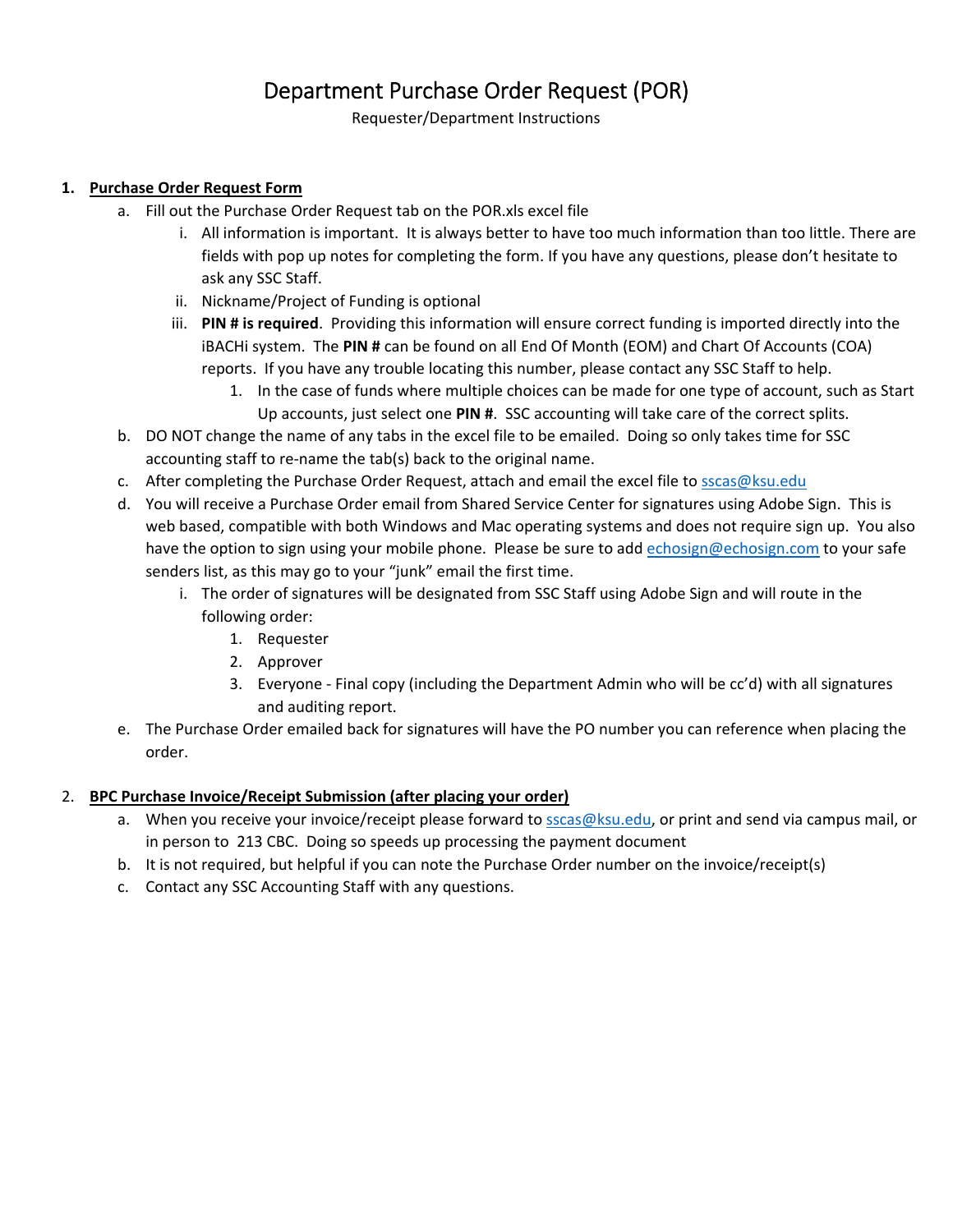# Department Purchase Order Request (POR)

Requester/Department Instructions

1. **Purchase Order Request Form**
   a. Fill out the Purchase Order Request tab on the POR.xls excel file
      i. All information is important. It is always better to have too much information than too little. There are fields with pop up notes for completing the form. If you have any questions, please don't hesitate to ask any SSC Staff.
      ii. Nickname/Project of Funding is optional
      iii. **PIN # is required**. Providing this information will ensure correct funding is imported directly into the iBACHi system. The **PIN #** can be found on all End Of Month (EOM) and Chart Of Accounts (COA) reports. If you have any trouble locating this number, please contact any SSC Staff to help.
         1. In the case of funds where multiple choices can be made for one type of account, such as Start Up accounts, just select one **PIN #**. SSC accounting will take care of the correct splits.

   b. DO NOT change the name of any tabs in the excel file to be emailed. Doing so only takes time for SSC accounting staff to re-name the tab(s) back to the original name.
   c. After completing the Purchase Order Request, attach and email the excel file to sscas@ksu.edu
   d. You will receive a Purchase Order email from Shared Service Center for signatures using Adobe Sign. This is web based, compatible with both Windows and Mac operating systems and does not require sign up. You also have the option to sign using your mobile phone. Please be sure to add echosign@echosign.com to your safe senders list, as this may go to your "junk" email the first time.
      i. The order of signatures will be designated from SSC Staff using Adobe Sign and will route in the following order:
         1. Requester
         2. Approver
         3. Everyone - Final copy (including the Department Admin who will be cc'd) with all signatures and auditing report.

   e. The Purchase Order emailed back for signatures will have the PO number you can reference when placing the order.

2. **BPC Purchase Invoice/Receipt Submission (after placing your order)**
   a. When you receive your invoice/receipt please forward to sscas@ksu.edu, or print and send via campus mail, or in person to 213 CBC. Doing so speeds up processing the payment document
   b. It is not required, but helpful if you can note the Purchase Order number on the invoice/receipt(s)
   c. Contact any SSC Accounting Staff with any questions.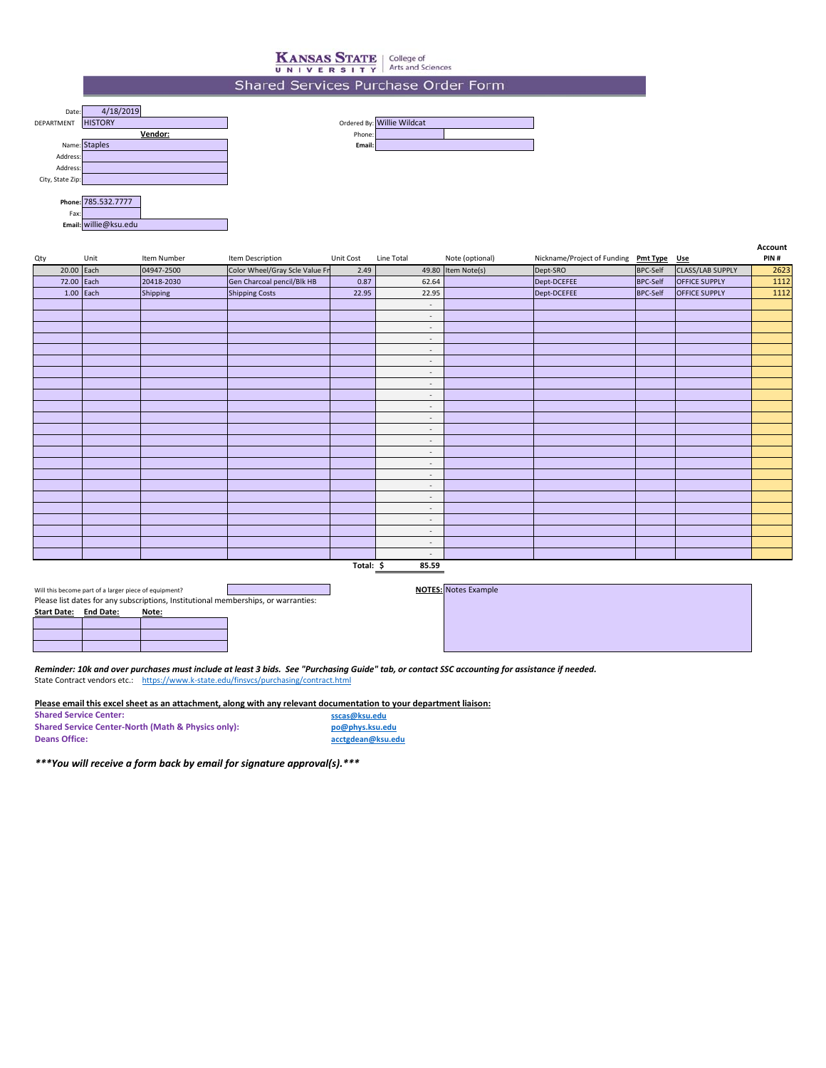KANSAS STATE UNIVERSITY | College of Arts and Sciences

# Shared Services Purchase Order Form

Date: 4/18/2019
DEPARTMENT: HISTORY

Ordered By: Willie Wildcat
Phone:
Email:

**Vendor:**

Name: Staples
Address:
Address:
City, State Zip:

**Phone:** 785.532.7777
Fax:
**Email:** willie@ksu.edu

| Qty | Unit | Item Number | Item Description | Unit Cost | Line Total | Note (optional) | Nickname/Project of Funding | Pmt Type | Use | Account PIN # |
|---|---|---|---|---|---|---|---|---|---|---|
| 20.00 | Each | 04947-2500 | Color Wheel/Gray Scle Value Fr | 2.49 | 49.80 | Item Note(s) | Dept-SRO | BPC-Self | CLASS/LAB SUPPLY | 2623 |
| 72.00 | Each | 20418-2030 | Gen Charcoal pencil/Blk HB | 0.87 | 62.64 | | Dept-DCEFEE | BPC-Self | OFFICE SUPPLY | 1112 |
| 1.00 | Each | Shipping | Shipping Costs | 22.95 | 22.95 | | Dept-DCEFEE | BPC-Self | OFFICE SUPPLY | 1112 |
| | | | | | - | | | | | |
| | | | | | - | | | | | |
| | | | | | - | | | | | |
| | | | | | - | | | | | |
| | | | | | - | | | | | |
| | | | | | - | | | | | |
| | | | | | - | | | | | |
| | | | | | - | | | | | |
| | | | | | - | | | | | |
| | | | | | - | | | | | |
| | | | | | - | | | | | |
| | | | | | - | | | | | |
| | | | | | - | | | | | |
| | | | | | - | | | | | |
| | | | | | - | | | | | |
| | | | | | - | | | | | |
| | | | | | - | | | | | |
| | | | | | - | | | | | |
| | | | | | - | | | | | |
| | | | | | - | | | | | |
| | | | | | - | | | | | |
| | | | | | - | | | | | |
| | | | | **Total:** | **$ 85.59** | | | | | |

Will this become part of a larger piece of equipment?

Please list dates for any subscriptions, Institutional memberships, or warranties:

| **Start Date:** | **End Date:** | **Note:** |
|---|---|---|
| | | |
| | | |
| | | |

**NOTES:** Notes Example

***Reminder: 10k and over purchases must include at least 3 bids. See "Purchasing Guide" tab, or contact SSC accounting for assistance if needed.***

State Contract vendors etc.: https://www.k-state.edu/finsvcs/purchasing/contract.html

**Please email this excel sheet as an attachment, along with any relevant documentation to your department liaison:**

**Shared Service Center:** sscas@ksu.edu
**Shared Service Center-North (Math & Physics only):** po@phys.ksu.edu
**Deans Office:** acctgdean@ksu.edu

***\*\*\*You will receive a form back by email for signature approval(s).\*\*\****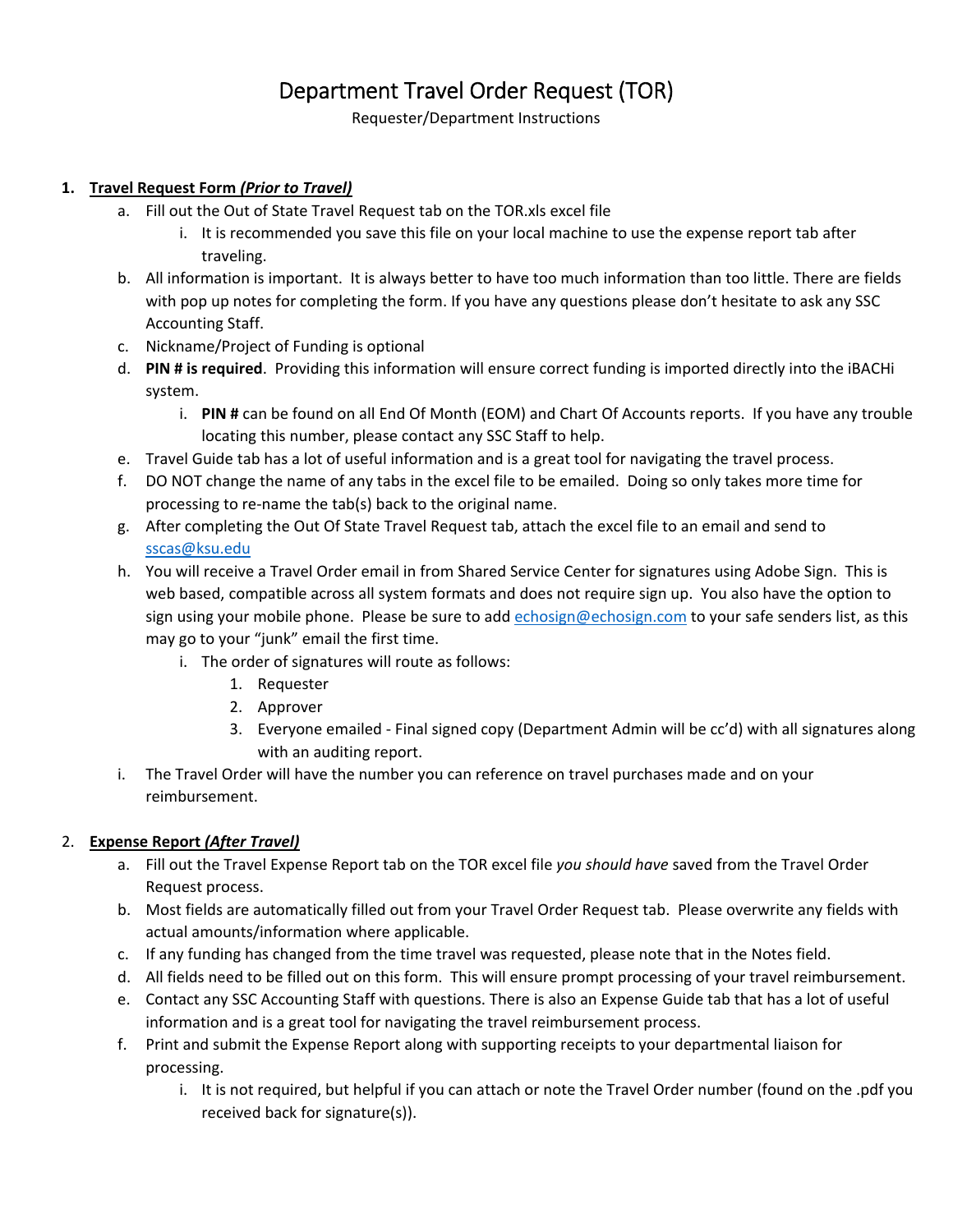# Department Travel Order Request (TOR)

Requester/Department Instructions

1. **Travel Request Form *(Prior to Travel)***
   a. Fill out the Out of State Travel Request tab on the TOR.xls excel file
      i. It is recommended you save this file on your local machine to use the expense report tab after traveling.
   b. All information is important. It is always better to have too much information than too little. There are fields with pop up notes for completing the form. If you have any questions please don't hesitate to ask any SSC Accounting Staff.
   c. Nickname/Project of Funding is optional
   d. **PIN # is required**. Providing this information will ensure correct funding is imported directly into the iBACHi system.
      i. **PIN #** can be found on all End Of Month (EOM) and Chart Of Accounts reports. If you have any trouble locating this number, please contact any SSC Staff to help.
   e. Travel Guide tab has a lot of useful information and is a great tool for navigating the travel process.
   f. DO NOT change the name of any tabs in the excel file to be emailed. Doing so only takes more time for processing to re-name the tab(s) back to the original name.
   g. After completing the Out Of State Travel Request tab, attach the excel file to an email and send to sscas@ksu.edu
   h. You will receive a Travel Order email in from Shared Service Center for signatures using Adobe Sign. This is web based, compatible across all system formats and does not require sign up. You also have the option to sign using your mobile phone. Please be sure to add echosign@echosign.com to your safe senders list, as this may go to your "junk" email the first time.
      i. The order of signatures will route as follows:
         1. Requester
         2. Approver
         3. Everyone emailed - Final signed copy (Department Admin will be cc'd) with all signatures along with an auditing report.
   i. The Travel Order will have the number you can reference on travel purchases made and on your reimbursement.

2. **Expense Report *(After Travel)***
   a. Fill out the Travel Expense Report tab on the TOR excel file *you should have* saved from the Travel Order Request process.
   b. Most fields are automatically filled out from your Travel Order Request tab. Please overwrite any fields with actual amounts/information where applicable.
   c. If any funding has changed from the time travel was requested, please note that in the Notes field.
   d. All fields need to be filled out on this form. This will ensure prompt processing of your travel reimbursement.
   e. Contact any SSC Accounting Staff with questions. There is also an Expense Guide tab that has a lot of useful information and is a great tool for navigating the travel reimbursement process.
   f. Print and submit the Expense Report along with supporting receipts to your departmental liaison for processing.
      i. It is not required, but helpful if you can attach or note the Travel Order number (found on the .pdf you received back for signature(s)).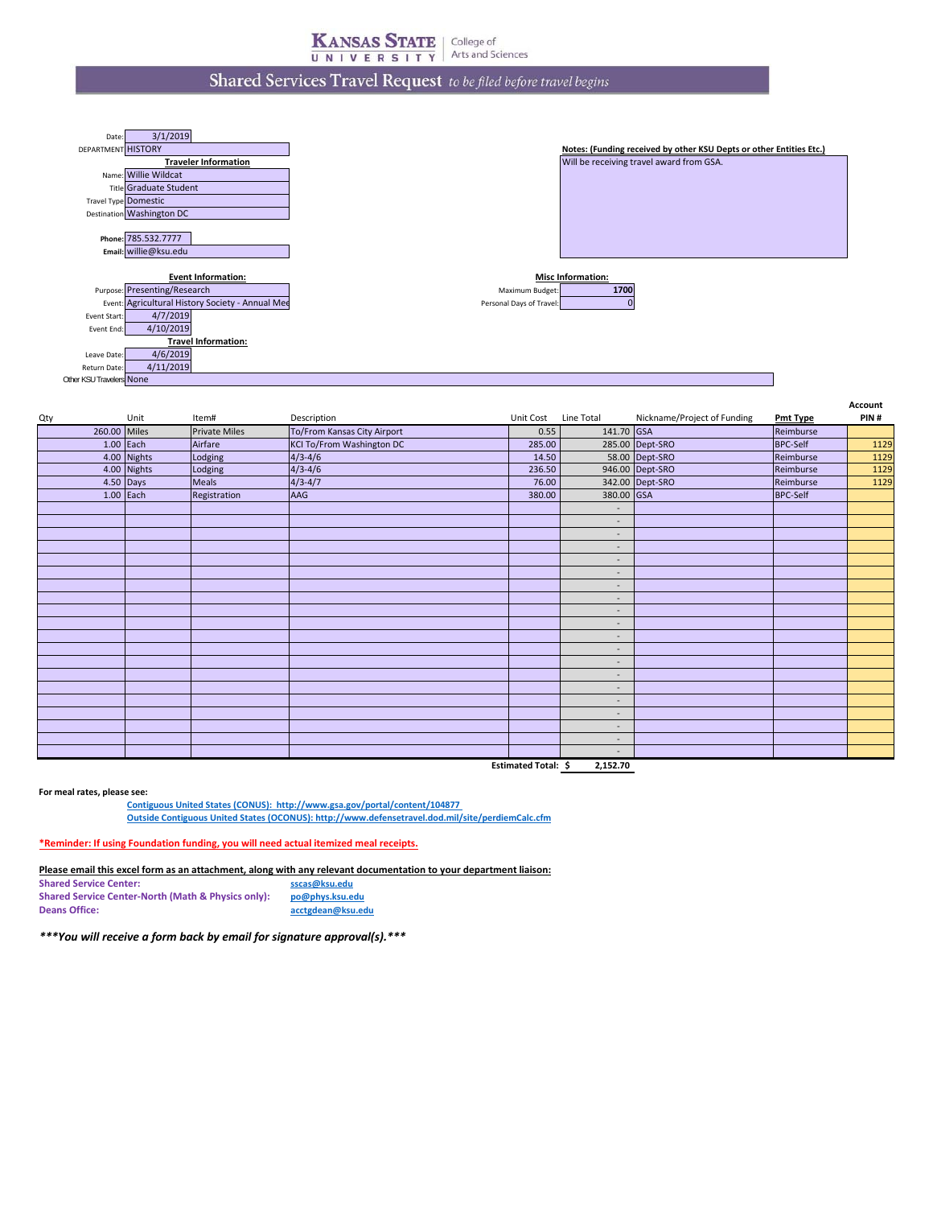**Kansas State University** | College of Arts and Sciences

# Shared Services Travel Request *to be filed before travel begins*

Date: 3/1/2019
DEPARTMENT: HISTORY

**Traveler Information**

Name: Willie Wildcat
Title: Graduate Student
Travel Type: Domestic
Destination: Washington DC

**Phone:** 785.532.7777
**Email:** willie@ksu.edu

**Notes: (Funding received by other KSU Depts or other Entities Etc.)**
Will be receiving travel award from GSA.

**Event Information:**

Purpose: Presenting/Research
Event: Agricultural History Society - Annual Mee
Event Start: 4/7/2019
Event End: 4/10/2019

**Misc Information:**

Maximum Budget: 1700
Personal Days of Travel: 0

**Travel Information:**

Leave Date: 4/6/2019
Return Date: 4/11/2019
Other KSU Travelers: None

| Qty | Unit | Item# | Description | Unit Cost | Line Total | Nickname/Project of Funding | Pmt Type | Account PIN # |
|---|---|---|---|---|---|---|---|---|
| 260.00 | Miles | Private Miles | To/From Kansas City Airport | 0.55 | 141.70 | GSA | Reimburse | |
| 1.00 | Each | Airfare | KCI To/From Washington DC | 285.00 | 285.00 | Dept-SRO | BPC-Self | 1129 |
| 4.00 | Nights | Lodging | 4/3-4/6 | 14.50 | 58.00 | Dept-SRO | Reimburse | 1129 |
| 4.00 | Nights | Lodging | 4/3-4/6 | 236.50 | 946.00 | Dept-SRO | Reimburse | 1129 |
| 4.50 | Days | Meals | 4/3-4/7 | 76.00 | 342.00 | Dept-SRO | Reimburse | 1129 |
| 1.00 | Each | Registration | AAG | 380.00 | 380.00 | GSA | BPC-Self | |
| | | | | | - | | | |
| | | | | | - | | | |
| | | | | | - | | | |
| | | | | | - | | | |
| | | | | | - | | | |
| | | | | | - | | | |
| | | | | | - | | | |
| | | | | | - | | | |
| | | | | | - | | | |
| | | | | | - | | | |
| | | | | | - | | | |
| | | | | | - | | | |
| | | | | | - | | | |
| | | | | | - | | | |
| | | | | | - | | | |
| | | | | | - | | | |
| | | | | | - | | | |
| | | | | | - | | | |
| | | | | | - | | | |
| | | | | | - | | | |
| | | | | **Estimated Total:** | **$ 2,152.70** | | | |

**For meal rates, please see:**

Contiguous United States (CONUS): http://www.gsa.gov/portal/content/104877
Outside Contiguous United States (OCONUS): http://www.defensetravel.dod.mil/site/perdiemCalc.cfm

**\*Reminder: If using Foundation funding, you will need actual itemized meal receipts.**

**Please email this excel form as an attachment, along with any relevant documentation to your department liaison:**

**Shared Service Center:** sscas@ksu.edu
**Shared Service Center-North (Math & Physics only):** po@phys.ksu.edu
**Deans Office:** acctgdean@ksu.edu

***\*\*\*You will receive a form back by email for signature approval(s).\*\*\****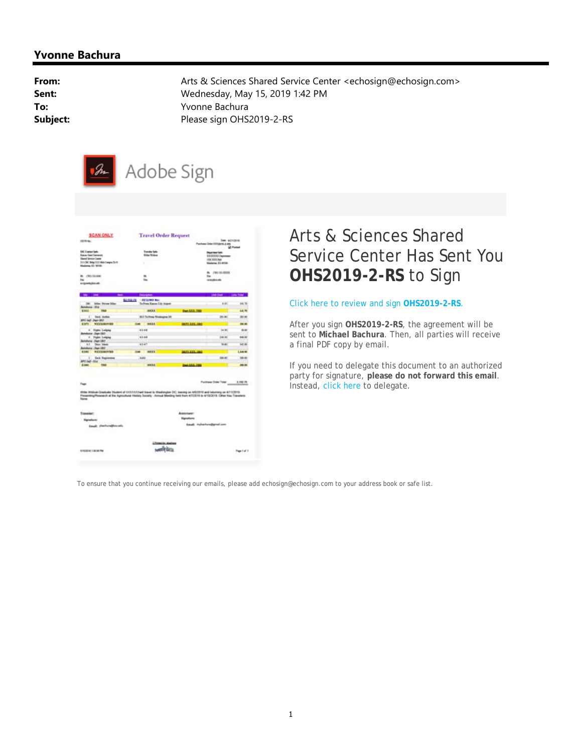## Yvonne Bachura

| | |
|---|---|
| **From:** | Arts & Sciences Shared Service Center <echosign@echosign.com> |
| **Sent:** | Wednesday, May 15, 2019 1:42 PM |
| **To:** | Yvonne Bachura |
| **Subject:** | Please sign OHS2019-2-RS |

Adobe Sign

# Arts & Sciences Shared Service Center Has Sent You **OHS2019-2-RS** to Sign

Click here to review and sign **OHS2019-2-RS**.

After you sign **OHS2019-2-RS**, the agreement will be sent to **Michael Bachura**. Then, all parties will receive a final PDF copy by email.

If you need to delegate this document to an authorized party for signature, **please do not forward this email**. Instead, click here to delegate.

To ensure that you continue receiving our emails, please add echosign@echosign.com to your address book or safe list.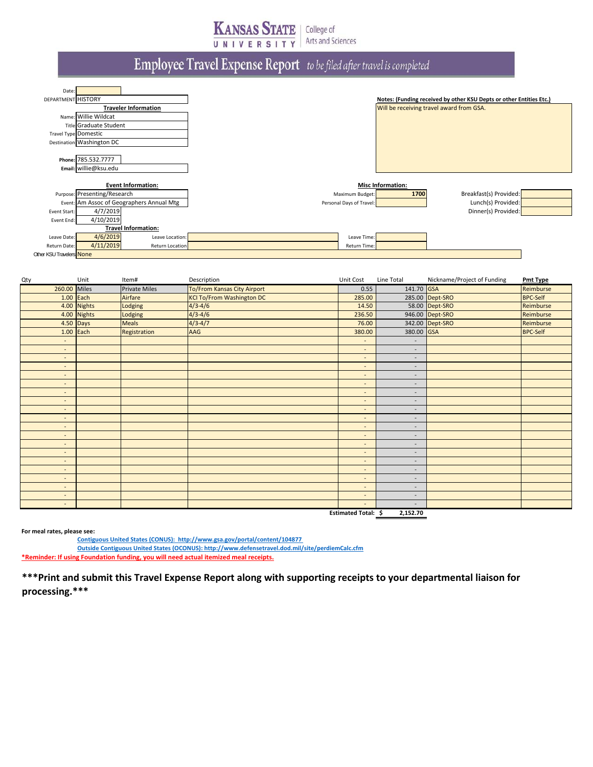KANSAS STATE UNIVERSITY | College of Arts and Sciences

# Employee Travel Expense Report *to be filed after travel is completed*

Date:

DEPARTMENT: HISTORY

**Traveler Information**

Name: Willie Wildcat

Title: Graduate Student

Travel Type: Domestic

Destination: Washington DC

**Phone:** 785.532.7777

**Email:** willie@ksu.edu

**Notes: (Funding received by other KSU Depts or other Entities Etc.)**

Will be receiving travel award from GSA.

**Event Information:**

Purpose: Presenting/Research

Event: Am Assoc of Geographers Annual Mtg

Event Start: 4/7/2019

Event End: 4/10/2019

**Misc Information:**

Maximum Budget: 1700

Personal Days of Travel:

Breakfast(s) Provided:

Lunch(s) Provided:

Dinner(s) Provided:

**Travel Information:**

Leave Date: 4/6/2019 | Leave Location: | Leave Time:

Return Date: 4/11/2019 | Return Location: | Return Time:

Other KSU Travelers: None

| Qty | Unit | Item# | Description | Unit Cost | Line Total | Nickname/Project of Funding | Pmt Type |
|---|---|---|---|---|---|---|---|
| 260.00 | Miles | Private Miles | To/From Kansas City Airport | 0.55 | 141.70 | GSA | Reimburse |
| 1.00 | Each | Airfare | KCI To/From Washington DC | 285.00 | 285.00 | Dept-SRO | BPC-Self |
| 4.00 | Nights | Lodging | 4/3-4/6 | 14.50 | 58.00 | Dept-SRO | Reimburse |
| 4.00 | Nights | Lodging | 4/3-4/6 | 236.50 | 946.00 | Dept-SRO | Reimburse |
| 4.50 | Days | Meals | 4/3-4/7 | 76.00 | 342.00 | Dept-SRO | Reimburse |
| 1.00 | Each | Registration | AAG | 380.00 | 380.00 | GSA | BPC-Self |
| | | | | | **Estimated Total: $ 2,152.70** | | |

**For meal rates, please see:**

Contiguous United States (CONUS): http://www.gsa.gov/portal/content/104877

Outside Contiguous United States (OCONUS): http://www.defensetravel.dod.mil/site/perdiemCalc.cfm

**\*Reminder: If using Foundation funding, you will need actual itemized meal receipts.**

**\*\*\*Print and submit this Travel Expense Report along with supporting receipts to your departmental liaison for processing.\*\*\***